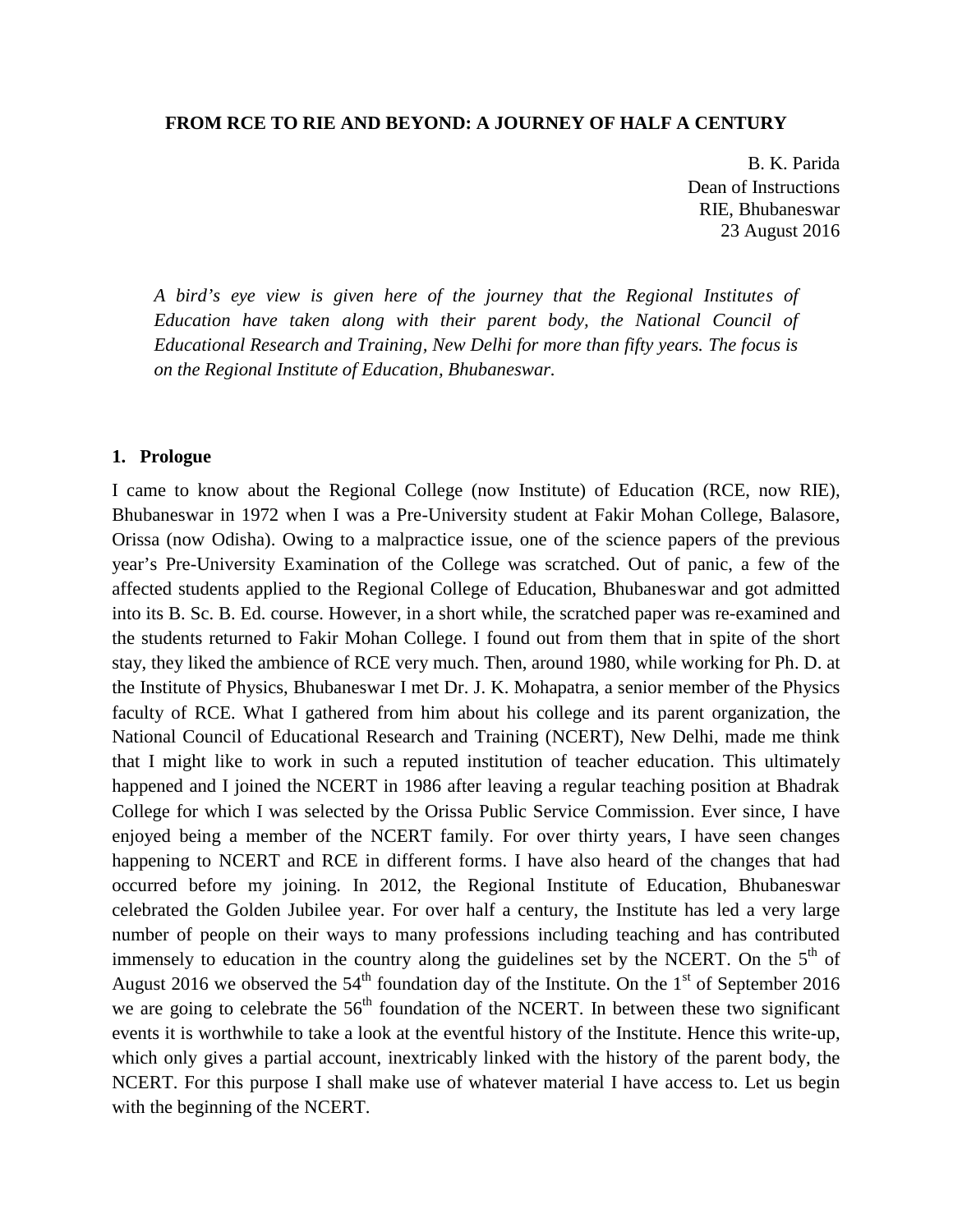# FROM RCE TO RIE AND BEYOND: A JOURNEY OF HALF A CENTURY

B. K. Parida  
Dean of Instructions  
RIE, Bhubaneswar  
23 August 2016

*A bird's eye view is given here of the journey that the Regional Institutes of Education have taken along with their parent body, the National Council of Educational Research and Training, New Delhi for more than fifty years. The focus is on the Regional Institute of Education, Bhubaneswar.*

## 1. Prologue

I came to know about the Regional College (now Institute) of Education (RCE, now RIE), Bhubaneswar in 1972 when I was a Pre-University student at Fakir Mohan College, Balasore, Orissa (now Odisha). Owing to a malpractice issue, one of the science papers of the previous year's Pre-University Examination of the College was scratched. Out of panic, a few of the affected students applied to the Regional College of Education, Bhubaneswar and got admitted into its B. Sc. B. Ed. course. However, in a short while, the scratched paper was re-examined and the students returned to Fakir Mohan College. I found out from them that in spite of the short stay, they liked the ambience of RCE very much. Then, around 1980, while working for Ph. D. at the Institute of Physics, Bhubaneswar I met Dr. J. K. Mohapatra, a senior member of the Physics faculty of RCE. What I gathered from him about his college and its parent organization, the National Council of Educational Research and Training (NCERT), New Delhi, made me think that I might like to work in such a reputed institution of teacher education. This ultimately happened and I joined the NCERT in 1986 after leaving a regular teaching position at Bhadrak College for which I was selected by the Orissa Public Service Commission. Ever since, I have enjoyed being a member of the NCERT family. For over thirty years, I have seen changes happening to NCERT and RCE in different forms. I have also heard of the changes that had occurred before my joining. In 2012, the Regional Institute of Education, Bhubaneswar celebrated the Golden Jubilee year. For over half a century, the Institute has led a very large number of people on their ways to many professions including teaching and has contributed immensely to education in the country along the guidelines set by the NCERT. On the 5th of August 2016 we observed the 54th foundation day of the Institute. On the 1st of September 2016 we are going to celebrate the 56th foundation of the NCERT. In between these two significant events it is worthwhile to take a look at the eventful history of the Institute. Hence this write-up, which only gives a partial account, inextricably linked with the history of the parent body, the NCERT. For this purpose I shall make use of whatever material I have access to. Let us begin with the beginning of the NCERT.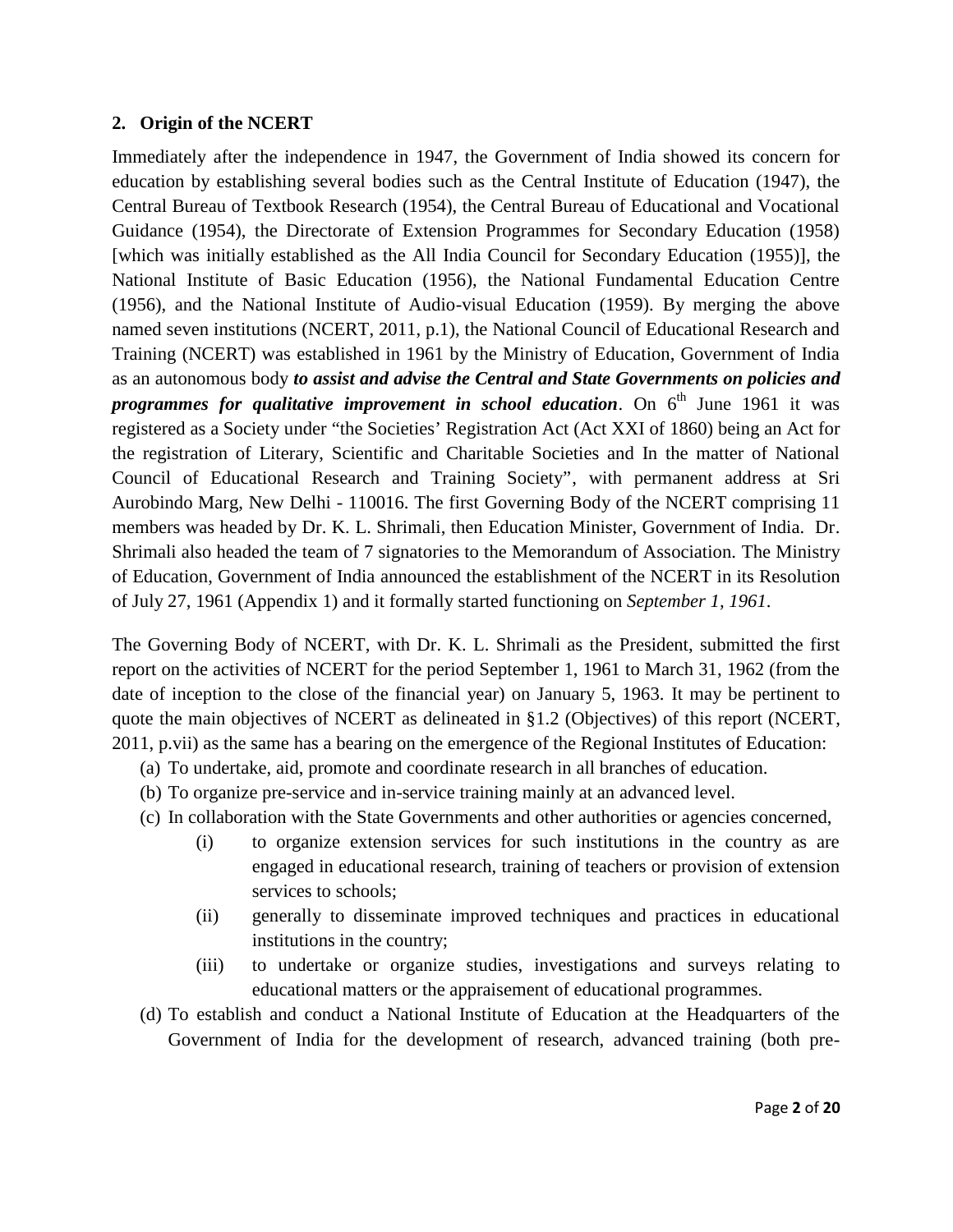## 2. Origin of the NCERT

Immediately after the independence in 1947, the Government of India showed its concern for education by establishing several bodies such as the Central Institute of Education (1947), the Central Bureau of Textbook Research (1954), the Central Bureau of Educational and Vocational Guidance (1954), the Directorate of Extension Programmes for Secondary Education (1958) [which was initially established as the All India Council for Secondary Education (1955)], the National Institute of Basic Education (1956), the National Fundamental Education Centre (1956), and the National Institute of Audio-visual Education (1959). By merging the above named seven institutions (NCERT, 2011, p.1), the National Council of Educational Research and Training (NCERT) was established in 1961 by the Ministry of Education, Government of India as an autonomous body ***to assist and advise the Central and State Governments on policies and programmes for qualitative improvement in school education***. On 6th June 1961 it was registered as a Society under "the Societies' Registration Act (Act XXI of 1860) being an Act for the registration of Literary, Scientific and Charitable Societies and In the matter of National Council of Educational Research and Training Society", with permanent address at Sri Aurobindo Marg, New Delhi - 110016. The first Governing Body of the NCERT comprising 11 members was headed by Dr. K. L. Shrimali, then Education Minister, Government of India. Dr. Shrimali also headed the team of 7 signatories to the Memorandum of Association. The Ministry of Education, Government of India announced the establishment of the NCERT in its Resolution of July 27, 1961 (Appendix 1) and it formally started functioning on *September 1, 1961*.

The Governing Body of NCERT, with Dr. K. L. Shrimali as the President, submitted the first report on the activities of NCERT for the period September 1, 1961 to March 31, 1962 (from the date of inception to the close of the financial year) on January 5, 1963. It may be pertinent to quote the main objectives of NCERT as delineated in §1.2 (Objectives) of this report (NCERT, 2011, p.vii) as the same has a bearing on the emergence of the Regional Institutes of Education:

(a) To undertake, aid, promote and coordinate research in all branches of education.

(b) To organize pre-service and in-service training mainly at an advanced level.

(c) In collaboration with the State Governments and other authorities or agencies concerned,

   (i) to organize extension services for such institutions in the country as are engaged in educational research, training of teachers or provision of extension services to schools;

   (ii) generally to disseminate improved techniques and practices in educational institutions in the country;

   (iii) to undertake or organize studies, investigations and surveys relating to educational matters or the appraisement of educational programmes.

(d) To establish and conduct a National Institute of Education at the Headquarters of the Government of India for the development of research, advanced training (both pre-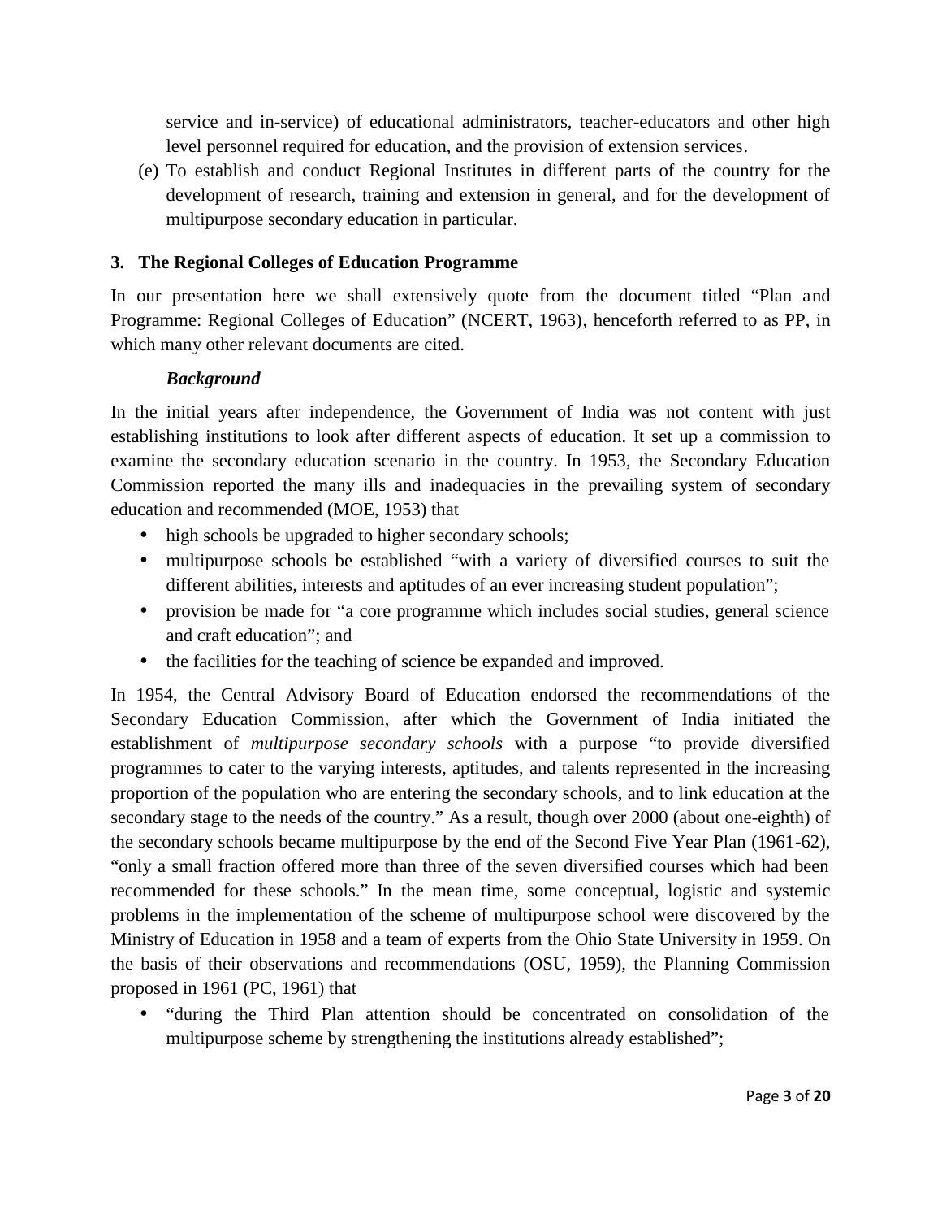service and in-service) of educational administrators, teacher-educators and other high level personnel required for education, and the provision of extension services.

(e) To establish and conduct Regional Institutes in different parts of the country for the development of research, training and extension in general, and for the development of multipurpose secondary education in particular.

## 3. The Regional Colleges of Education Programme

In our presentation here we shall extensively quote from the document titled "Plan and Programme: Regional Colleges of Education" (NCERT, 1963), henceforth referred to as PP, in which many other relevant documents are cited.

### *Background*

In the initial years after independence, the Government of India was not content with just establishing institutions to look after different aspects of education. It set up a commission to examine the secondary education scenario in the country. In 1953, the Secondary Education Commission reported the many ills and inadequacies in the prevailing system of secondary education and recommended (MOE, 1953) that

- high schools be upgraded to higher secondary schools;
- multipurpose schools be established "with a variety of diversified courses to suit the different abilities, interests and aptitudes of an ever increasing student population";
- provision be made for "a core programme which includes social studies, general science and craft education"; and
- the facilities for the teaching of science be expanded and improved.

In 1954, the Central Advisory Board of Education endorsed the recommendations of the Secondary Education Commission, after which the Government of India initiated the establishment of *multipurpose secondary schools* with a purpose "to provide diversified programmes to cater to the varying interests, aptitudes, and talents represented in the increasing proportion of the population who are entering the secondary schools, and to link education at the secondary stage to the needs of the country." As a result, though over 2000 (about one-eighth) of the secondary schools became multipurpose by the end of the Second Five Year Plan (1961-62), "only a small fraction offered more than three of the seven diversified courses which had been recommended for these schools." In the mean time, some conceptual, logistic and systemic problems in the implementation of the scheme of multipurpose school were discovered by the Ministry of Education in 1958 and a team of experts from the Ohio State University in 1959. On the basis of their observations and recommendations (OSU, 1959), the Planning Commission proposed in 1961 (PC, 1961) that

- "during the Third Plan attention should be concentrated on consolidation of the multipurpose scheme by strengthening the institutions already established";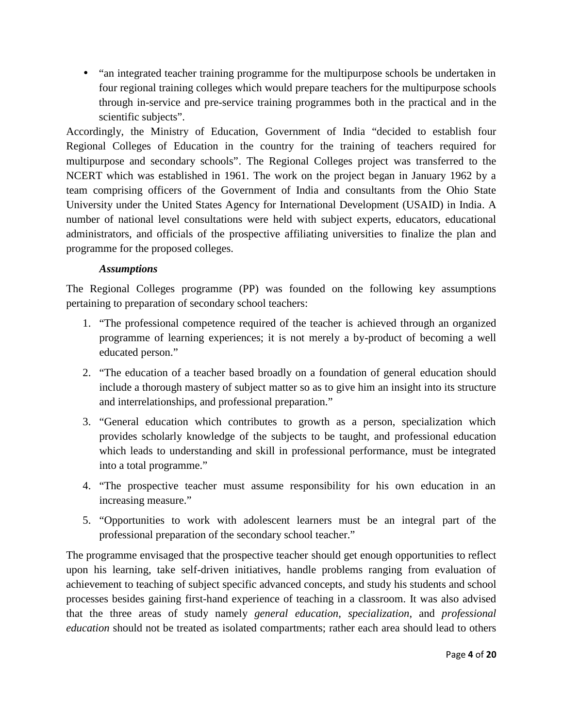- "an integrated teacher training programme for the multipurpose schools be undertaken in four regional training colleges which would prepare teachers for the multipurpose schools through in-service and pre-service training programmes both in the practical and in the scientific subjects".

Accordingly, the Ministry of Education, Government of India "decided to establish four Regional Colleges of Education in the country for the training of teachers required for multipurpose and secondary schools". The Regional Colleges project was transferred to the NCERT which was established in 1961. The work on the project began in January 1962 by a team comprising officers of the Government of India and consultants from the Ohio State University under the United States Agency for International Development (USAID) in India. A number of national level consultations were held with subject experts, educators, educational administrators, and officials of the prospective affiliating universities to finalize the plan and programme for the proposed colleges.

***Assumptions***

The Regional Colleges programme (PP) was founded on the following key assumptions pertaining to preparation of secondary school teachers:

1. "The professional competence required of the teacher is achieved through an organized programme of learning experiences; it is not merely a by-product of becoming a well educated person."
2. "The education of a teacher based broadly on a foundation of general education should include a thorough mastery of subject matter so as to give him an insight into its structure and interrelationships, and professional preparation."
3. "General education which contributes to growth as a person, specialization which provides scholarly knowledge of the subjects to be taught, and professional education which leads to understanding and skill in professional performance, must be integrated into a total programme."
4. "The prospective teacher must assume responsibility for his own education in an increasing measure."
5. "Opportunities to work with adolescent learners must be an integral part of the professional preparation of the secondary school teacher."

The programme envisaged that the prospective teacher should get enough opportunities to reflect upon his learning, take self-driven initiatives, handle problems ranging from evaluation of achievement to teaching of subject specific advanced concepts, and study his students and school processes besides gaining first-hand experience of teaching in a classroom. It was also advised that the three areas of study namely *general education*, *specialization*, and *professional education* should not be treated as isolated compartments; rather each area should lead to others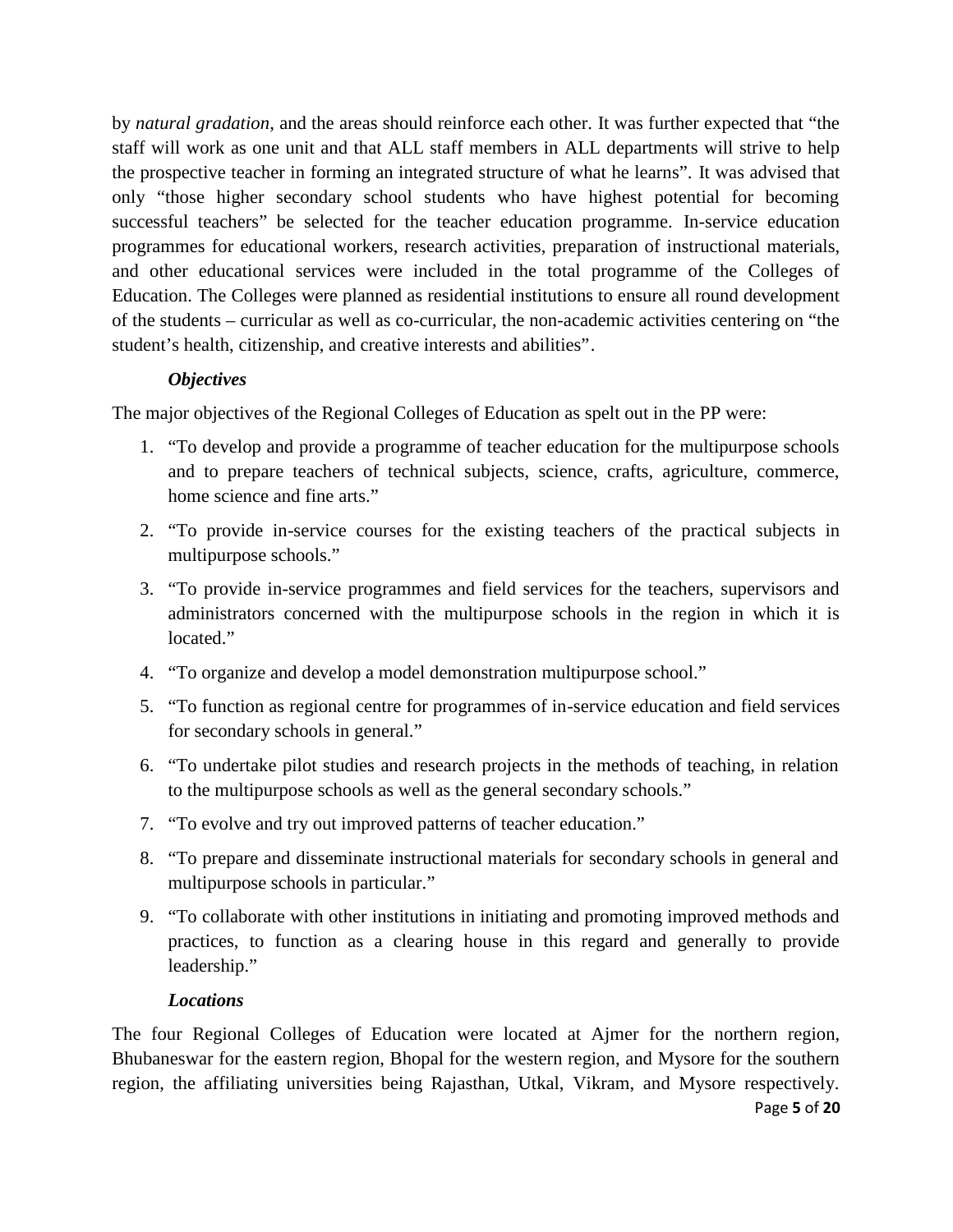by *natural gradation*, and the areas should reinforce each other. It was further expected that "the staff will work as one unit and that ALL staff members in ALL departments will strive to help the prospective teacher in forming an integrated structure of what he learns". It was advised that only "those higher secondary school students who have highest potential for becoming successful teachers" be selected for the teacher education programme. In-service education programmes for educational workers, research activities, preparation of instructional materials, and other educational services were included in the total programme of the Colleges of Education. The Colleges were planned as residential institutions to ensure all round development of the students – curricular as well as co-curricular, the non-academic activities centering on "the student's health, citizenship, and creative interests and abilities".

***Objectives***

The major objectives of the Regional Colleges of Education as spelt out in the PP were:

1. "To develop and provide a programme of teacher education for the multipurpose schools and to prepare teachers of technical subjects, science, crafts, agriculture, commerce, home science and fine arts."
2. "To provide in-service courses for the existing teachers of the practical subjects in multipurpose schools."
3. "To provide in-service programmes and field services for the teachers, supervisors and administrators concerned with the multipurpose schools in the region in which it is located."
4. "To organize and develop a model demonstration multipurpose school."
5. "To function as regional centre for programmes of in-service education and field services for secondary schools in general."
6. "To undertake pilot studies and research projects in the methods of teaching, in relation to the multipurpose schools as well as the general secondary schools."
7. "To evolve and try out improved patterns of teacher education."
8. "To prepare and disseminate instructional materials for secondary schools in general and multipurpose schools in particular."
9. "To collaborate with other institutions in initiating and promoting improved methods and practices, to function as a clearing house in this regard and generally to provide leadership."

***Locations***

The four Regional Colleges of Education were located at Ajmer for the northern region, Bhubaneswar for the eastern region, Bhopal for the western region, and Mysore for the southern region, the affiliating universities being Rajasthan, Utkal, Vikram, and Mysore respectively.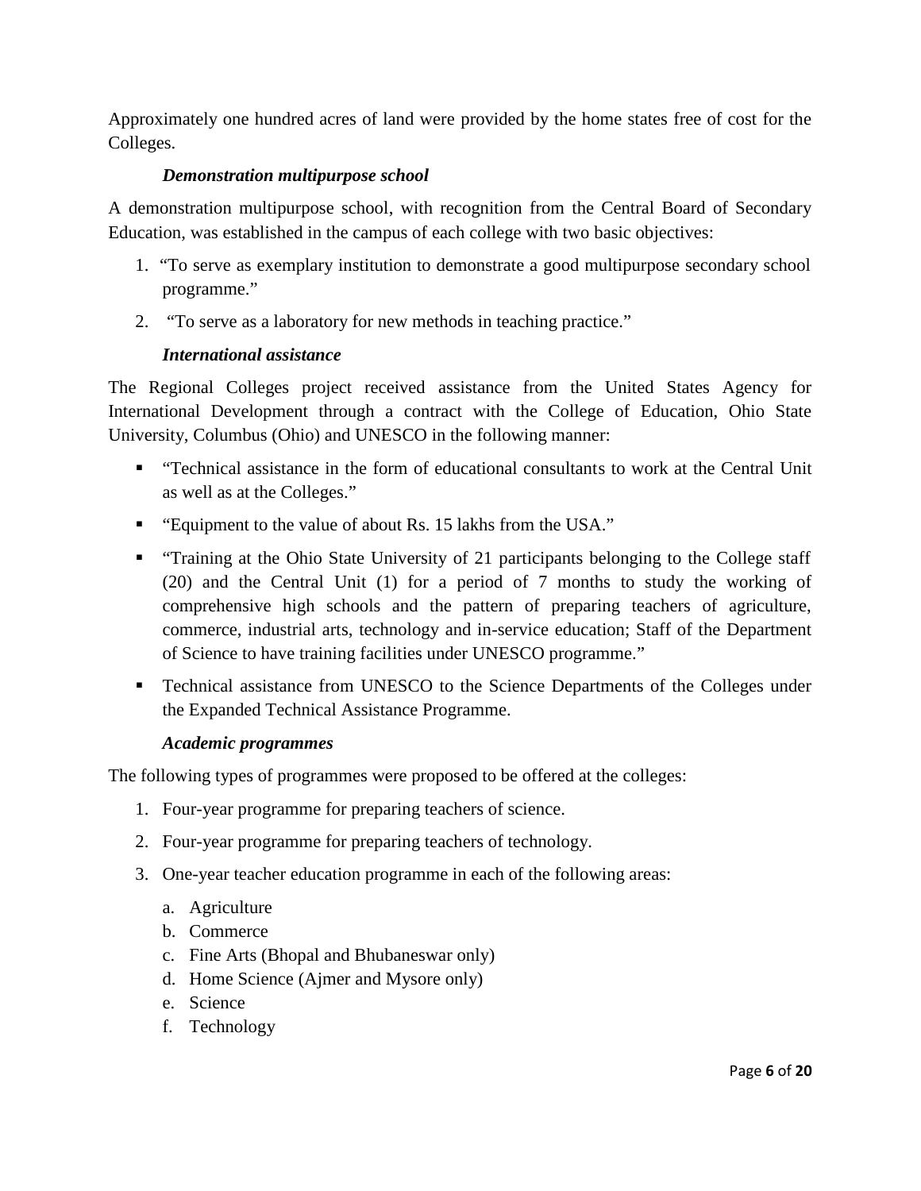Approximately one hundred acres of land were provided by the home states free of cost for the Colleges.

### *Demonstration multipurpose school*

A demonstration multipurpose school, with recognition from the Central Board of Secondary Education, was established in the campus of each college with two basic objectives:

1. "To serve as exemplary institution to demonstrate a good multipurpose secondary school programme."
2. "To serve as a laboratory for new methods in teaching practice."

### *International assistance*

The Regional Colleges project received assistance from the United States Agency for International Development through a contract with the College of Education, Ohio State University, Columbus (Ohio) and UNESCO in the following manner:

- "Technical assistance in the form of educational consultants to work at the Central Unit as well as at the Colleges."
- "Equipment to the value of about Rs. 15 lakhs from the USA."
- "Training at the Ohio State University of 21 participants belonging to the College staff (20) and the Central Unit (1) for a period of 7 months to study the working of comprehensive high schools and the pattern of preparing teachers of agriculture, commerce, industrial arts, technology and in-service education; Staff of the Department of Science to have training facilities under UNESCO programme."
- Technical assistance from UNESCO to the Science Departments of the Colleges under the Expanded Technical Assistance Programme.

### *Academic programmes*

The following types of programmes were proposed to be offered at the colleges:

1. Four-year programme for preparing teachers of science.
2. Four-year programme for preparing teachers of technology.
3. One-year teacher education programme in each of the following areas:
   a. Agriculture
   b. Commerce
   c. Fine Arts (Bhopal and Bhubaneswar only)
   d. Home Science (Ajmer and Mysore only)
   e. Science
   f. Technology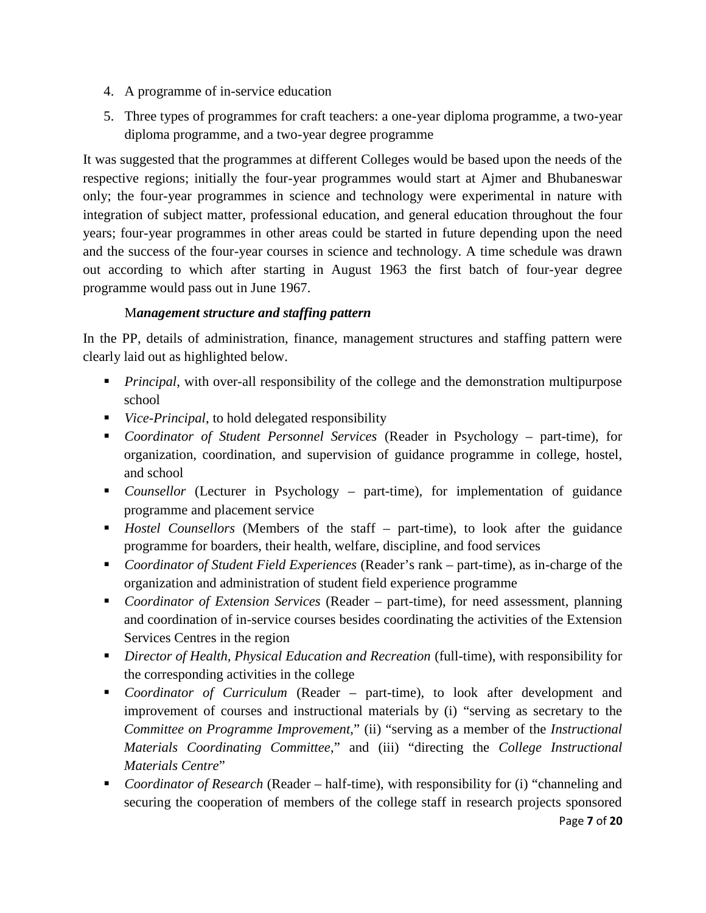4. A programme of in-service education
5. Three types of programmes for craft teachers: a one-year diploma programme, a two-year diploma programme, and a two-year degree programme

It was suggested that the programmes at different Colleges would be based upon the needs of the respective regions; initially the four-year programmes would start at Ajmer and Bhubaneswar only; the four-year programmes in science and technology were experimental in nature with integration of subject matter, professional education, and general education throughout the four years; four-year programmes in other areas could be started in future depending upon the need and the success of the four-year courses in science and technology. A time schedule was drawn out according to which after starting in August 1963 the first batch of four-year degree programme would pass out in June 1967.

### M*anagement structure and staffing pattern*

In the PP, details of administration, finance, management structures and staffing pattern were clearly laid out as highlighted below.

- *Principal*, with over-all responsibility of the college and the demonstration multipurpose school
- *Vice-Principal*, to hold delegated responsibility
- *Coordinator of Student Personnel Services* (Reader in Psychology – part-time), for organization, coordination, and supervision of guidance programme in college, hostel, and school
- *Counsellor* (Lecturer in Psychology – part-time), for implementation of guidance programme and placement service
- *Hostel Counsellors* (Members of the staff – part-time), to look after the guidance programme for boarders, their health, welfare, discipline, and food services
- *Coordinator of Student Field Experiences* (Reader's rank – part-time), as in-charge of the organization and administration of student field experience programme
- *Coordinator of Extension Services* (Reader – part-time), for need assessment, planning and coordination of in-service courses besides coordinating the activities of the Extension Services Centres in the region
- *Director of Health, Physical Education and Recreation* (full-time), with responsibility for the corresponding activities in the college
- *Coordinator of Curriculum* (Reader – part-time), to look after development and improvement of courses and instructional materials by (i) "serving as secretary to the *Committee on Programme Improvement*," (ii) "serving as a member of the *Instructional Materials Coordinating Committee*," and (iii) "directing the *College Instructional Materials Centre*"
- *Coordinator of Research* (Reader – half-time), with responsibility for (i) "channeling and securing the cooperation of members of the college staff in research projects sponsored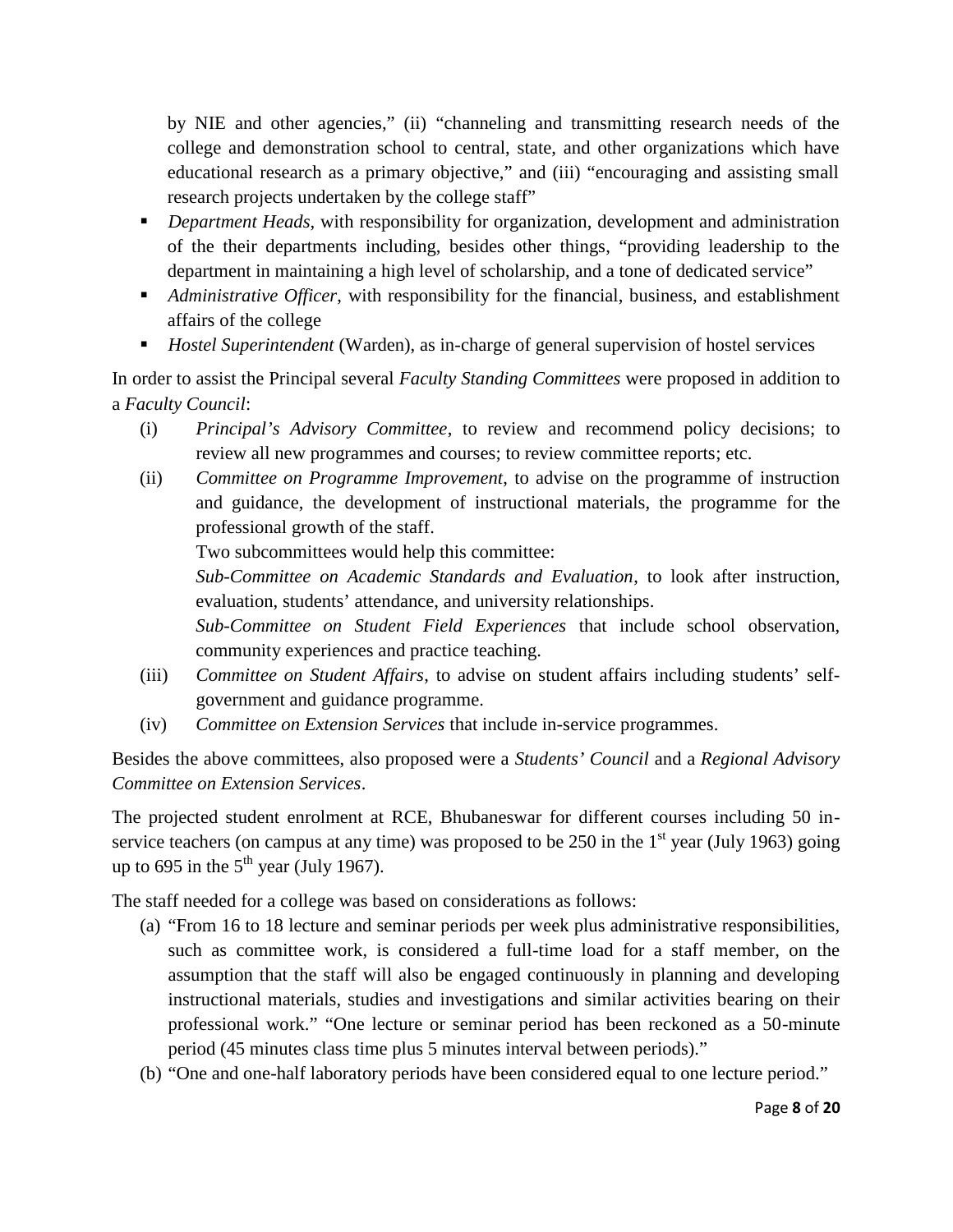by NIE and other agencies," (ii) "channeling and transmitting research needs of the college and demonstration school to central, state, and other organizations which have educational research as a primary objective," and (iii) "encouraging and assisting small research projects undertaken by the college staff"

- *Department Heads*, with responsibility for organization, development and administration of the their departments including, besides other things, "providing leadership to the department in maintaining a high level of scholarship, and a tone of dedicated service"
- *Administrative Officer*, with responsibility for the financial, business, and establishment affairs of the college
- *Hostel Superintendent* (Warden), as in-charge of general supervision of hostel services

In order to assist the Principal several *Faculty Standing Committees* were proposed in addition to a *Faculty Council*:

(i) *Principal's Advisory Committee*, to review and recommend policy decisions; to review all new programmes and courses; to review committee reports; etc.

(ii) *Committee on Programme Improvement*, to advise on the programme of instruction and guidance, the development of instructional materials, the programme for the professional growth of the staff.

Two subcommittees would help this committee:

*Sub-Committee on Academic Standards and Evaluation*, to look after instruction, evaluation, students' attendance, and university relationships.

*Sub-Committee on Student Field Experiences* that include school observation, community experiences and practice teaching.

(iii) *Committee on Student Affairs*, to advise on student affairs including students' self-government and guidance programme.

(iv) *Committee on Extension Services* that include in-service programmes.

Besides the above committees, also proposed were a *Students' Council* and a *Regional Advisory Committee on Extension Services*.

The projected student enrolment at RCE, Bhubaneswar for different courses including 50 in-service teachers (on campus at any time) was proposed to be 250 in the 1st year (July 1963) going up to 695 in the 5th year (July 1967).

The staff needed for a college was based on considerations as follows:

(a) "From 16 to 18 lecture and seminar periods per week plus administrative responsibilities, such as committee work, is considered a full-time load for a staff member, on the assumption that the staff will also be engaged continuously in planning and developing instructional materials, studies and investigations and similar activities bearing on their professional work." "One lecture or seminar period has been reckoned as a 50-minute period (45 minutes class time plus 5 minutes interval between periods)."

(b) "One and one-half laboratory periods have been considered equal to one lecture period."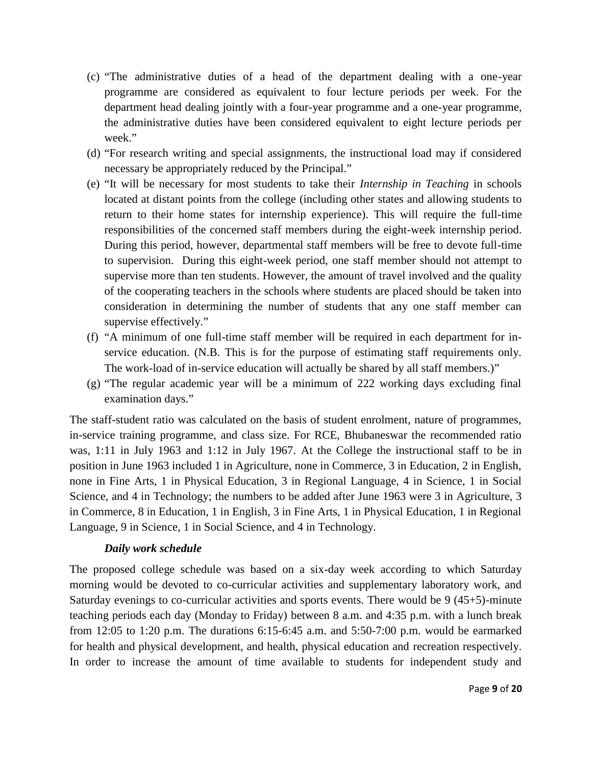(c) "The administrative duties of a head of the department dealing with a one-year programme are considered as equivalent to four lecture periods per week. For the department head dealing jointly with a four-year programme and a one-year programme, the administrative duties have been considered equivalent to eight lecture periods per week."

(d) "For research writing and special assignments, the instructional load may if considered necessary be appropriately reduced by the Principal."

(e) "It will be necessary for most students to take their *Internship in Teaching* in schools located at distant points from the college (including other states and allowing students to return to their home states for internship experience). This will require the full-time responsibilities of the concerned staff members during the eight-week internship period. During this period, however, departmental staff members will be free to devote full-time to supervision. During this eight-week period, one staff member should not attempt to supervise more than ten students. However, the amount of travel involved and the quality of the cooperating teachers in the schools where students are placed should be taken into consideration in determining the number of students that any one staff member can supervise effectively."

(f) "A minimum of one full-time staff member will be required in each department for in-service education. (N.B. This is for the purpose of estimating staff requirements only. The work-load of in-service education will actually be shared by all staff members.)"

(g) "The regular academic year will be a minimum of 222 working days excluding final examination days."

The staff-student ratio was calculated on the basis of student enrolment, nature of programmes, in-service training programme, and class size. For RCE, Bhubaneswar the recommended ratio was, 1:11 in July 1963 and 1:12 in July 1967. At the College the instructional staff to be in position in June 1963 included 1 in Agriculture, none in Commerce, 3 in Education, 2 in English, none in Fine Arts, 1 in Physical Education, 3 in Regional Language, 4 in Science, 1 in Social Science, and 4 in Technology; the numbers to be added after June 1963 were 3 in Agriculture, 3 in Commerce, 8 in Education, 1 in English, 3 in Fine Arts, 1 in Physical Education, 1 in Regional Language, 9 in Science, 1 in Social Science, and 4 in Technology.

***Daily work schedule***

The proposed college schedule was based on a six-day week according to which Saturday morning would be devoted to co-curricular activities and supplementary laboratory work, and Saturday evenings to co-curricular activities and sports events. There would be 9 (45+5)-minute teaching periods each day (Monday to Friday) between 8 a.m. and 4:35 p.m. with a lunch break from 12:05 to 1:20 p.m. The durations 6:15-6:45 a.m. and 5:50-7:00 p.m. would be earmarked for health and physical development, and health, physical education and recreation respectively. In order to increase the amount of time available to students for independent study and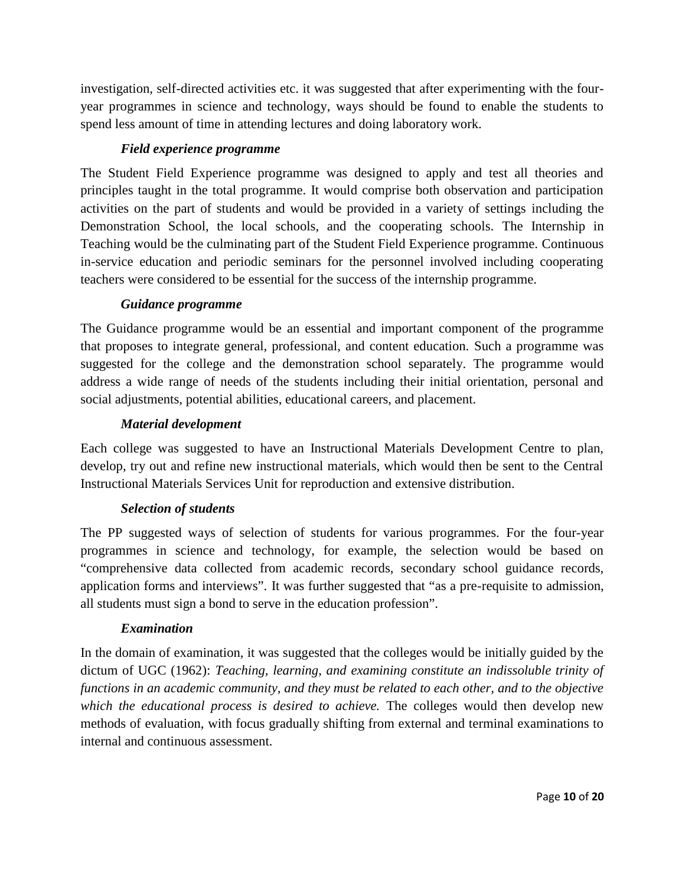investigation, self-directed activities etc. it was suggested that after experimenting with the four-year programmes in science and technology, ways should be found to enable the students to spend less amount of time in attending lectures and doing laboratory work.

***Field experience programme***

The Student Field Experience programme was designed to apply and test all theories and principles taught in the total programme. It would comprise both observation and participation activities on the part of students and would be provided in a variety of settings including the Demonstration School, the local schools, and the cooperating schools. The Internship in Teaching would be the culminating part of the Student Field Experience programme. Continuous in-service education and periodic seminars for the personnel involved including cooperating teachers were considered to be essential for the success of the internship programme.

***Guidance programme***

The Guidance programme would be an essential and important component of the programme that proposes to integrate general, professional, and content education. Such a programme was suggested for the college and the demonstration school separately. The programme would address a wide range of needs of the students including their initial orientation, personal and social adjustments, potential abilities, educational careers, and placement.

***Material development***

Each college was suggested to have an Instructional Materials Development Centre to plan, develop, try out and refine new instructional materials, which would then be sent to the Central Instructional Materials Services Unit for reproduction and extensive distribution.

***Selection of students***

The PP suggested ways of selection of students for various programmes. For the four-year programmes in science and technology, for example, the selection would be based on "comprehensive data collected from academic records, secondary school guidance records, application forms and interviews". It was further suggested that "as a pre-requisite to admission, all students must sign a bond to serve in the education profession".

***Examination***

In the domain of examination, it was suggested that the colleges would be initially guided by the dictum of UGC (1962): *Teaching, learning, and examining constitute an indissoluble trinity of functions in an academic community, and they must be related to each other, and to the objective which the educational process is desired to achieve.* The colleges would then develop new methods of evaluation, with focus gradually shifting from external and terminal examinations to internal and continuous assessment.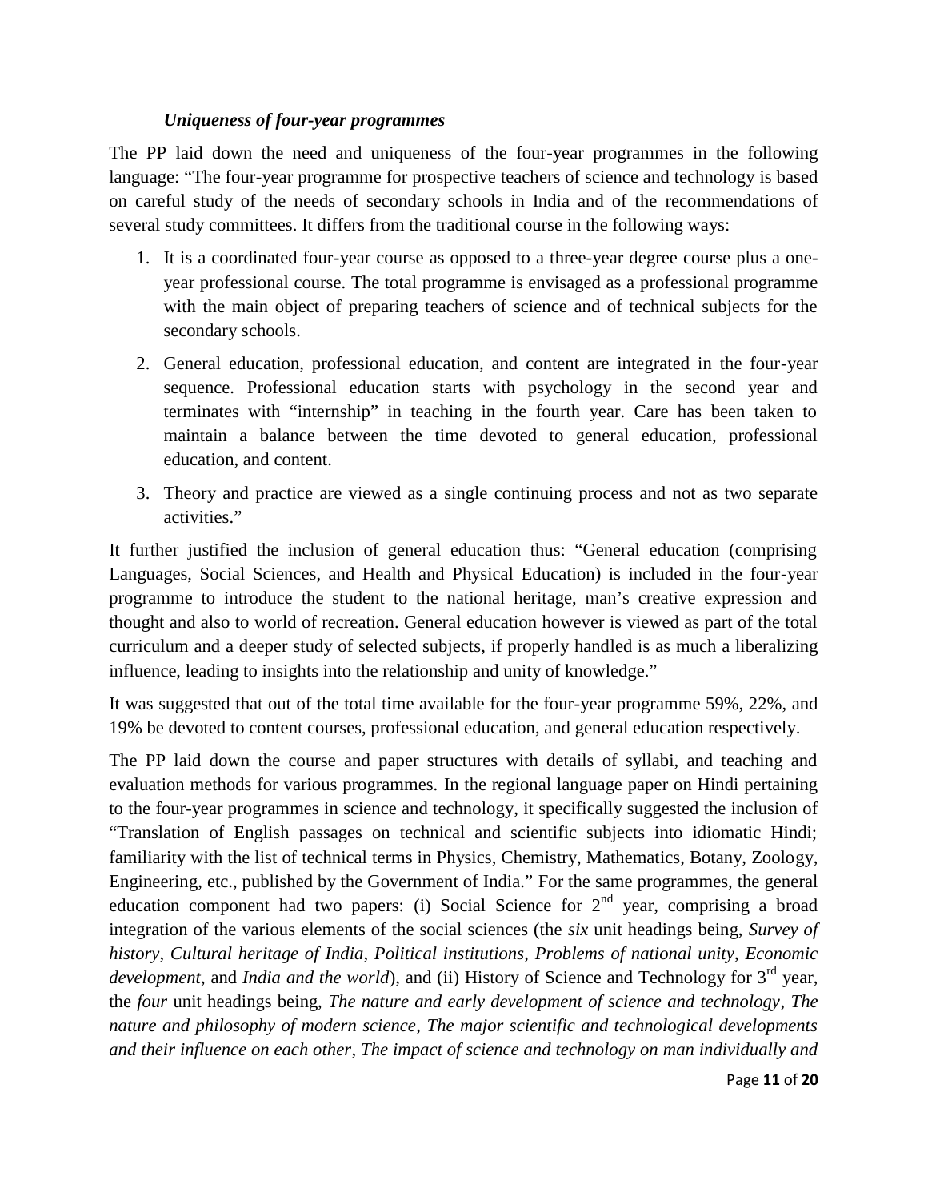### *Uniqueness of four-year programmes*

The PP laid down the need and uniqueness of the four-year programmes in the following language: "The four-year programme for prospective teachers of science and technology is based on careful study of the needs of secondary schools in India and of the recommendations of several study committees. It differs from the traditional course in the following ways:

1. It is a coordinated four-year course as opposed to a three-year degree course plus a one-year professional course. The total programme is envisaged as a professional programme with the main object of preparing teachers of science and of technical subjects for the secondary schools.
2. General education, professional education, and content are integrated in the four-year sequence. Professional education starts with psychology in the second year and terminates with "internship" in teaching in the fourth year. Care has been taken to maintain a balance between the time devoted to general education, professional education, and content.
3. Theory and practice are viewed as a single continuing process and not as two separate activities."

It further justified the inclusion of general education thus: "General education (comprising Languages, Social Sciences, and Health and Physical Education) is included in the four-year programme to introduce the student to the national heritage, man's creative expression and thought and also to world of recreation. General education however is viewed as part of the total curriculum and a deeper study of selected subjects, if properly handled is as much a liberalizing influence, leading to insights into the relationship and unity of knowledge."

It was suggested that out of the total time available for the four-year programme 59%, 22%, and 19% be devoted to content courses, professional education, and general education respectively.

The PP laid down the course and paper structures with details of syllabi, and teaching and evaluation methods for various programmes. In the regional language paper on Hindi pertaining to the four-year programmes in science and technology, it specifically suggested the inclusion of "Translation of English passages on technical and scientific subjects into idiomatic Hindi; familiarity with the list of technical terms in Physics, Chemistry, Mathematics, Botany, Zoology, Engineering, etc., published by the Government of India." For the same programmes, the general education component had two papers: (i) Social Science for 2nd year, comprising a broad integration of the various elements of the social sciences (the *six* unit headings being, *Survey of history*, *Cultural heritage of India*, *Political institutions*, *Problems of national unity*, *Economic development*, and *India and the world*), and (ii) History of Science and Technology for 3rd year, the *four* unit headings being, *The nature and early development of science and technology*, *The nature and philosophy of modern science*, *The major scientific and technological developments and their influence on each other*, *The impact of science and technology on man individually and*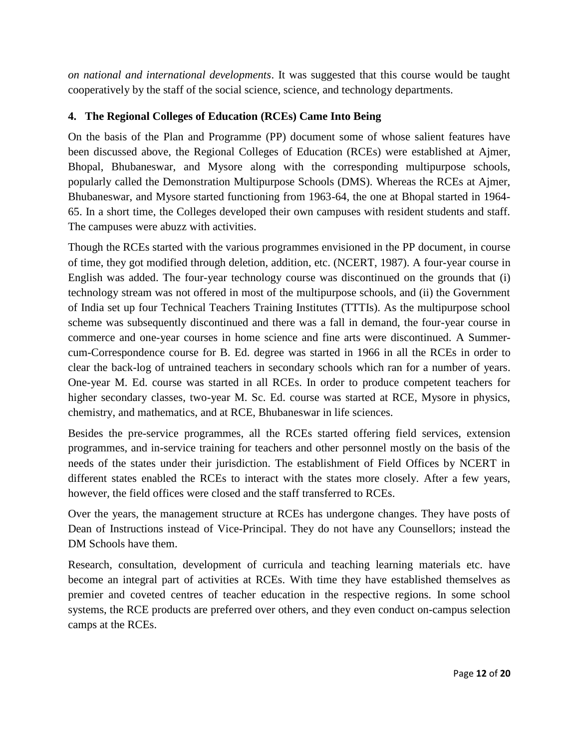*on national and international developments*. It was suggested that this course would be taught cooperatively by the staff of the social science, science, and technology departments.

## 4. The Regional Colleges of Education (RCEs) Came Into Being

On the basis of the Plan and Programme (PP) document some of whose salient features have been discussed above, the Regional Colleges of Education (RCEs) were established at Ajmer, Bhopal, Bhubaneswar, and Mysore along with the corresponding multipurpose schools, popularly called the Demonstration Multipurpose Schools (DMS). Whereas the RCEs at Ajmer, Bhubaneswar, and Mysore started functioning from 1963-64, the one at Bhopal started in 1964-65. In a short time, the Colleges developed their own campuses with resident students and staff. The campuses were abuzz with activities.

Though the RCEs started with the various programmes envisioned in the PP document, in course of time, they got modified through deletion, addition, etc. (NCERT, 1987). A four-year course in English was added. The four-year technology course was discontinued on the grounds that (i) technology stream was not offered in most of the multipurpose schools, and (ii) the Government of India set up four Technical Teachers Training Institutes (TTTIs). As the multipurpose school scheme was subsequently discontinued and there was a fall in demand, the four-year course in commerce and one-year courses in home science and fine arts were discontinued. A Summer-cum-Correspondence course for B. Ed. degree was started in 1966 in all the RCEs in order to clear the back-log of untrained teachers in secondary schools which ran for a number of years. One-year M. Ed. course was started in all RCEs. In order to produce competent teachers for higher secondary classes, two-year M. Sc. Ed. course was started at RCE, Mysore in physics, chemistry, and mathematics, and at RCE, Bhubaneswar in life sciences.

Besides the pre-service programmes, all the RCEs started offering field services, extension programmes, and in-service training for teachers and other personnel mostly on the basis of the needs of the states under their jurisdiction. The establishment of Field Offices by NCERT in different states enabled the RCEs to interact with the states more closely. After a few years, however, the field offices were closed and the staff transferred to RCEs.

Over the years, the management structure at RCEs has undergone changes. They have posts of Dean of Instructions instead of Vice-Principal. They do not have any Counsellors; instead the DM Schools have them.

Research, consultation, development of curricula and teaching learning materials etc. have become an integral part of activities at RCEs. With time they have established themselves as premier and coveted centres of teacher education in the respective regions. In some school systems, the RCE products are preferred over others, and they even conduct on-campus selection camps at the RCEs.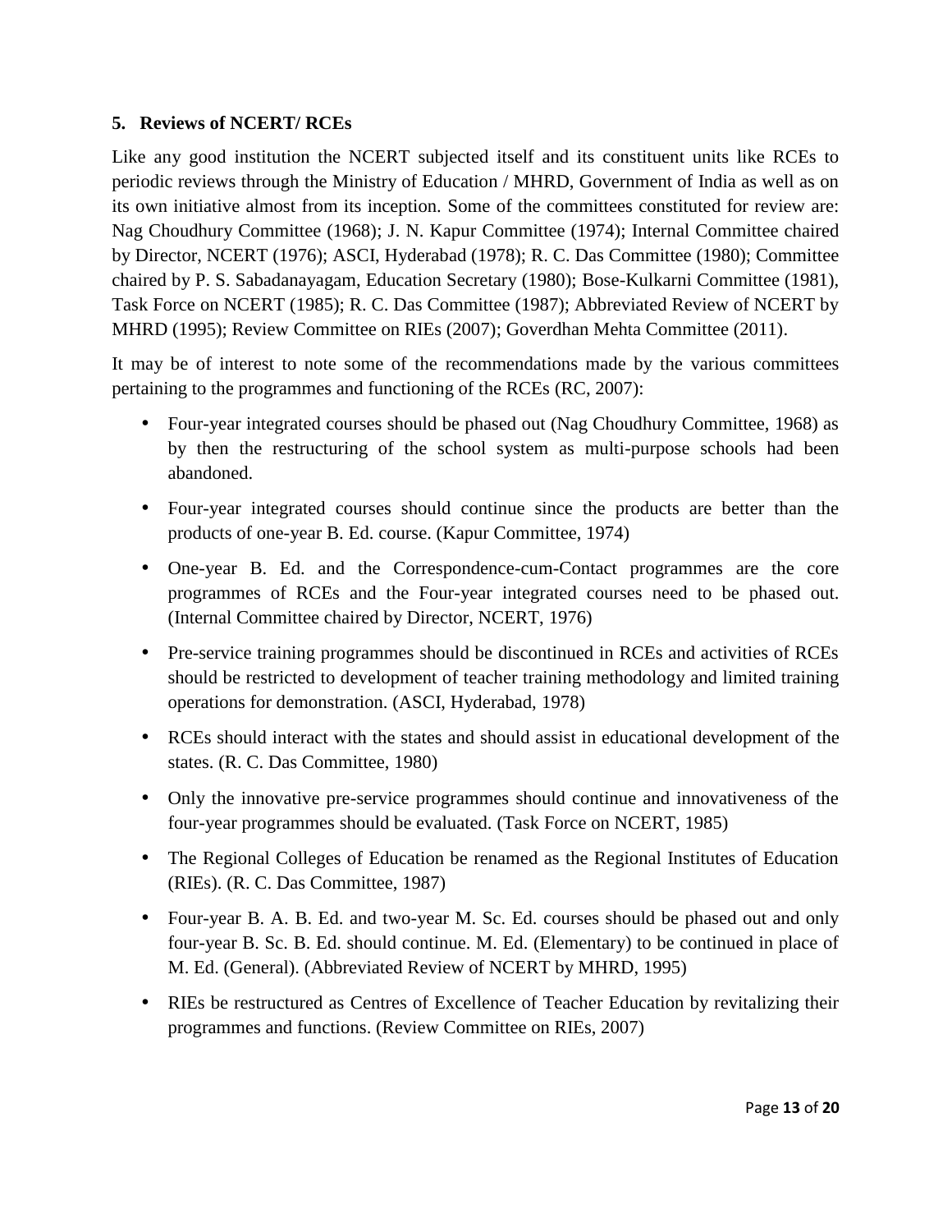## 5. Reviews of NCERT/ RCEs

Like any good institution the NCERT subjected itself and its constituent units like RCEs to periodic reviews through the Ministry of Education / MHRD, Government of India as well as on its own initiative almost from its inception. Some of the committees constituted for review are: Nag Choudhury Committee (1968); J. N. Kapur Committee (1974); Internal Committee chaired by Director, NCERT (1976); ASCI, Hyderabad (1978); R. C. Das Committee (1980); Committee chaired by P. S. Sabadanayagam, Education Secretary (1980); Bose-Kulkarni Committee (1981), Task Force on NCERT (1985); R. C. Das Committee (1987); Abbreviated Review of NCERT by MHRD (1995); Review Committee on RIEs (2007); Goverdhan Mehta Committee (2011).

It may be of interest to note some of the recommendations made by the various committees pertaining to the programmes and functioning of the RCEs (RC, 2007):

- Four-year integrated courses should be phased out (Nag Choudhury Committee, 1968) as by then the restructuring of the school system as multi-purpose schools had been abandoned.
- Four-year integrated courses should continue since the products are better than the products of one-year B. Ed. course. (Kapur Committee, 1974)
- One-year B. Ed. and the Correspondence-cum-Contact programmes are the core programmes of RCEs and the Four-year integrated courses need to be phased out. (Internal Committee chaired by Director, NCERT, 1976)
- Pre-service training programmes should be discontinued in RCEs and activities of RCEs should be restricted to development of teacher training methodology and limited training operations for demonstration. (ASCI, Hyderabad, 1978)
- RCEs should interact with the states and should assist in educational development of the states. (R. C. Das Committee, 1980)
- Only the innovative pre-service programmes should continue and innovativeness of the four-year programmes should be evaluated. (Task Force on NCERT, 1985)
- The Regional Colleges of Education be renamed as the Regional Institutes of Education (RIEs). (R. C. Das Committee, 1987)
- Four-year B. A. B. Ed. and two-year M. Sc. Ed. courses should be phased out and only four-year B. Sc. B. Ed. should continue. M. Ed. (Elementary) to be continued in place of M. Ed. (General). (Abbreviated Review of NCERT by MHRD, 1995)
- RIEs be restructured as Centres of Excellence of Teacher Education by revitalizing their programmes and functions. (Review Committee on RIEs, 2007)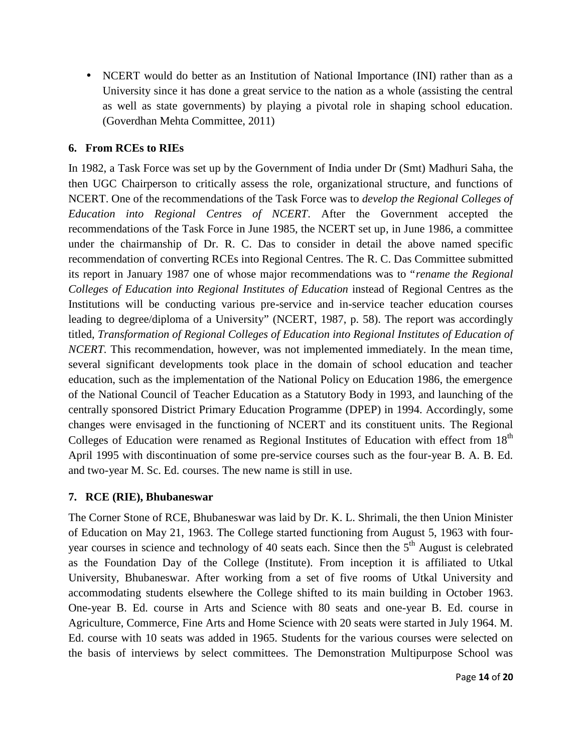- NCERT would do better as an Institution of National Importance (INI) rather than as a University since it has done a great service to the nation as a whole (assisting the central as well as state governments) by playing a pivotal role in shaping school education. (Goverdhan Mehta Committee, 2011)

## 6. From RCEs to RIEs

In 1982, a Task Force was set up by the Government of India under Dr (Smt) Madhuri Saha, the then UGC Chairperson to critically assess the role, organizational structure, and functions of NCERT. One of the recommendations of the Task Force was to *develop the Regional Colleges of Education into Regional Centres of NCERT*. After the Government accepted the recommendations of the Task Force in June 1985, the NCERT set up, in June 1986, a committee under the chairmanship of Dr. R. C. Das to consider in detail the above named specific recommendation of converting RCEs into Regional Centres. The R. C. Das Committee submitted its report in January 1987 one of whose major recommendations was to "*rename the Regional Colleges of Education into Regional Institutes of Education* instead of Regional Centres as the Institutions will be conducting various pre-service and in-service teacher education courses leading to degree/diploma of a University" (NCERT, 1987, p. 58). The report was accordingly titled, *Transformation of Regional Colleges of Education into Regional Institutes of Education of NCERT*. This recommendation, however, was not implemented immediately. In the mean time, several significant developments took place in the domain of school education and teacher education, such as the implementation of the National Policy on Education 1986, the emergence of the National Council of Teacher Education as a Statutory Body in 1993, and launching of the centrally sponsored District Primary Education Programme (DPEP) in 1994. Accordingly, some changes were envisaged in the functioning of NCERT and its constituent units. The Regional Colleges of Education were renamed as Regional Institutes of Education with effect from 18th April 1995 with discontinuation of some pre-service courses such as the four-year B. A. B. Ed. and two-year M. Sc. Ed. courses. The new name is still in use.

## 7. RCE (RIE), Bhubaneswar

The Corner Stone of RCE, Bhubaneswar was laid by Dr. K. L. Shrimali, the then Union Minister of Education on May 21, 1963. The College started functioning from August 5, 1963 with four-year courses in science and technology of 40 seats each. Since then the 5th August is celebrated as the Foundation Day of the College (Institute). From inception it is affiliated to Utkal University, Bhubaneswar. After working from a set of five rooms of Utkal University and accommodating students elsewhere the College shifted to its main building in October 1963. One-year B. Ed. course in Arts and Science with 80 seats and one-year B. Ed. course in Agriculture, Commerce, Fine Arts and Home Science with 20 seats were started in July 1964. M. Ed. course with 10 seats was added in 1965. Students for the various courses were selected on the basis of interviews by select committees. The Demonstration Multipurpose School was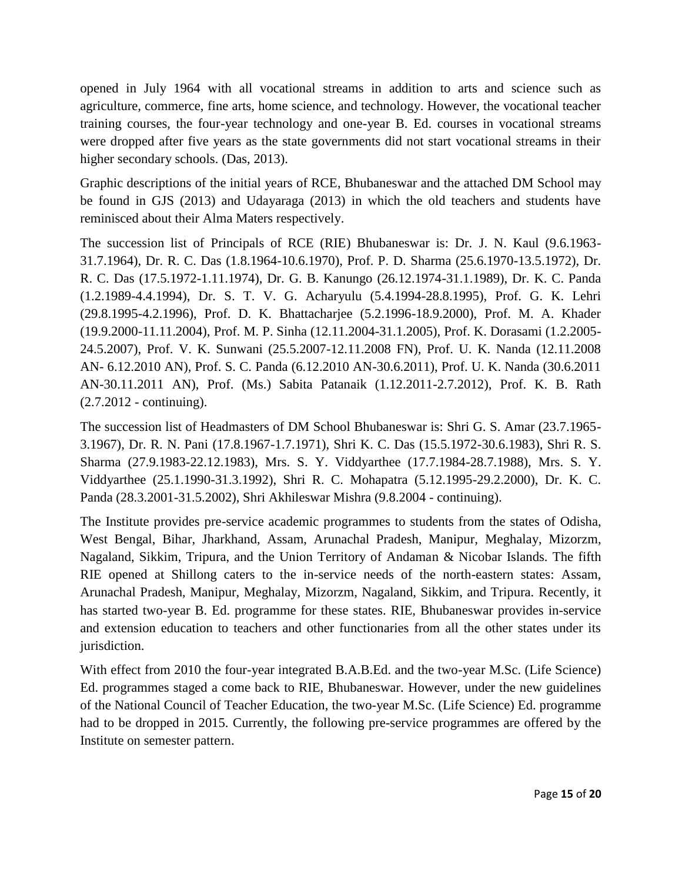opened in July 1964 with all vocational streams in addition to arts and science such as agriculture, commerce, fine arts, home science, and technology. However, the vocational teacher training courses, the four-year technology and one-year B. Ed. courses in vocational streams were dropped after five years as the state governments did not start vocational streams in their higher secondary schools. (Das, 2013).

Graphic descriptions of the initial years of RCE, Bhubaneswar and the attached DM School may be found in GJS (2013) and Udayaraga (2013) in which the old teachers and students have reminisced about their Alma Maters respectively.

The succession list of Principals of RCE (RIE) Bhubaneswar is: Dr. J. N. Kaul (9.6.1963-31.7.1964), Dr. R. C. Das (1.8.1964-10.6.1970), Prof. P. D. Sharma (25.6.1970-13.5.1972), Dr. R. C. Das (17.5.1972-1.11.1974), Dr. G. B. Kanungo (26.12.1974-31.1.1989), Dr. K. C. Panda (1.2.1989-4.4.1994), Dr. S. T. V. G. Acharyulu (5.4.1994-28.8.1995), Prof. G. K. Lehri (29.8.1995-4.2.1996), Prof. D. K. Bhattacharjee (5.2.1996-18.9.2000), Prof. M. A. Khader (19.9.2000-11.11.2004), Prof. M. P. Sinha (12.11.2004-31.1.2005), Prof. K. Dorasami (1.2.2005-24.5.2007), Prof. V. K. Sunwani (25.5.2007-12.11.2008 FN), Prof. U. K. Nanda (12.11.2008 AN- 6.12.2010 AN), Prof. S. C. Panda (6.12.2010 AN-30.6.2011), Prof. U. K. Nanda (30.6.2011 AN-30.11.2011 AN), Prof. (Ms.) Sabita Patanaik (1.12.2011-2.7.2012), Prof. K. B. Rath (2.7.2012 - continuing).

The succession list of Headmasters of DM School Bhubaneswar is: Shri G. S. Amar (23.7.1965-3.1967), Dr. R. N. Pani (17.8.1967-1.7.1971), Shri K. C. Das (15.5.1972-30.6.1983), Shri R. S. Sharma (27.9.1983-22.12.1983), Mrs. S. Y. Viddyarthee (17.7.1984-28.7.1988), Mrs. S. Y. Viddyarthee (25.1.1990-31.3.1992), Shri R. C. Mohapatra (5.12.1995-29.2.2000), Dr. K. C. Panda (28.3.2001-31.5.2002), Shri Akhileswar Mishra (9.8.2004 - continuing).

The Institute provides pre-service academic programmes to students from the states of Odisha, West Bengal, Bihar, Jharkhand, Assam, Arunachal Pradesh, Manipur, Meghalay, Mizorzm, Nagaland, Sikkim, Tripura, and the Union Territory of Andaman & Nicobar Islands. The fifth RIE opened at Shillong caters to the in-service needs of the north-eastern states: Assam, Arunachal Pradesh, Manipur, Meghalay, Mizorzm, Nagaland, Sikkim, and Tripura. Recently, it has started two-year B. Ed. programme for these states. RIE, Bhubaneswar provides in-service and extension education to teachers and other functionaries from all the other states under its jurisdiction.

With effect from 2010 the four-year integrated B.A.B.Ed. and the two-year M.Sc. (Life Science) Ed. programmes staged a come back to RIE, Bhubaneswar. However, under the new guidelines of the National Council of Teacher Education, the two-year M.Sc. (Life Science) Ed. programme had to be dropped in 2015. Currently, the following pre-service programmes are offered by the Institute on semester pattern.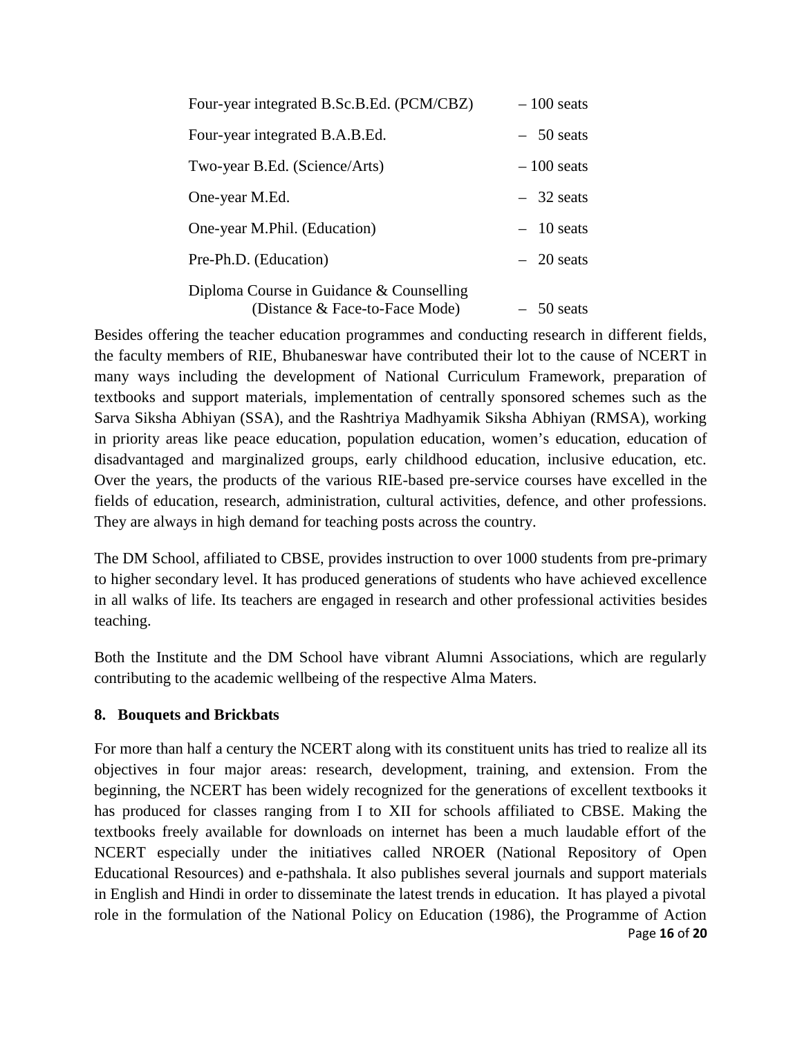| Programme | Seats |
|---|---|
| Four-year integrated B.Sc.B.Ed. (PCM/CBZ) | – 100 seats |
| Four-year integrated B.A.B.Ed. | – 50 seats |
| Two-year B.Ed. (Science/Arts) | – 100 seats |
| One-year M.Ed. | – 32 seats |
| One-year M.Phil. (Education) | – 10 seats |
| Pre-Ph.D. (Education) | – 20 seats |
| Diploma Course in Guidance & Counselling (Distance & Face-to-Face Mode) | – 50 seats |

Besides offering the teacher education programmes and conducting research in different fields, the faculty members of RIE, Bhubaneswar have contributed their lot to the cause of NCERT in many ways including the development of National Curriculum Framework, preparation of textbooks and support materials, implementation of centrally sponsored schemes such as the Sarva Siksha Abhiyan (SSA), and the Rashtriya Madhyamik Siksha Abhiyan (RMSA), working in priority areas like peace education, population education, women's education, education of disadvantaged and marginalized groups, early childhood education, inclusive education, etc. Over the years, the products of the various RIE-based pre-service courses have excelled in the fields of education, research, administration, cultural activities, defence, and other professions. They are always in high demand for teaching posts across the country.

The DM School, affiliated to CBSE, provides instruction to over 1000 students from pre-primary to higher secondary level. It has produced generations of students who have achieved excellence in all walks of life. Its teachers are engaged in research and other professional activities besides teaching.

Both the Institute and the DM School have vibrant Alumni Associations, which are regularly contributing to the academic wellbeing of the respective Alma Maters.

## 8. Bouquets and Brickbats

For more than half a century the NCERT along with its constituent units has tried to realize all its objectives in four major areas: research, development, training, and extension. From the beginning, the NCERT has been widely recognized for the generations of excellent textbooks it has produced for classes ranging from I to XII for schools affiliated to CBSE. Making the textbooks freely available for downloads on internet has been a much laudable effort of the NCERT especially under the initiatives called NROER (National Repository of Open Educational Resources) and e-pathshala. It also publishes several journals and support materials in English and Hindi in order to disseminate the latest trends in education. It has played a pivotal role in the formulation of the National Policy on Education (1986), the Programme of Action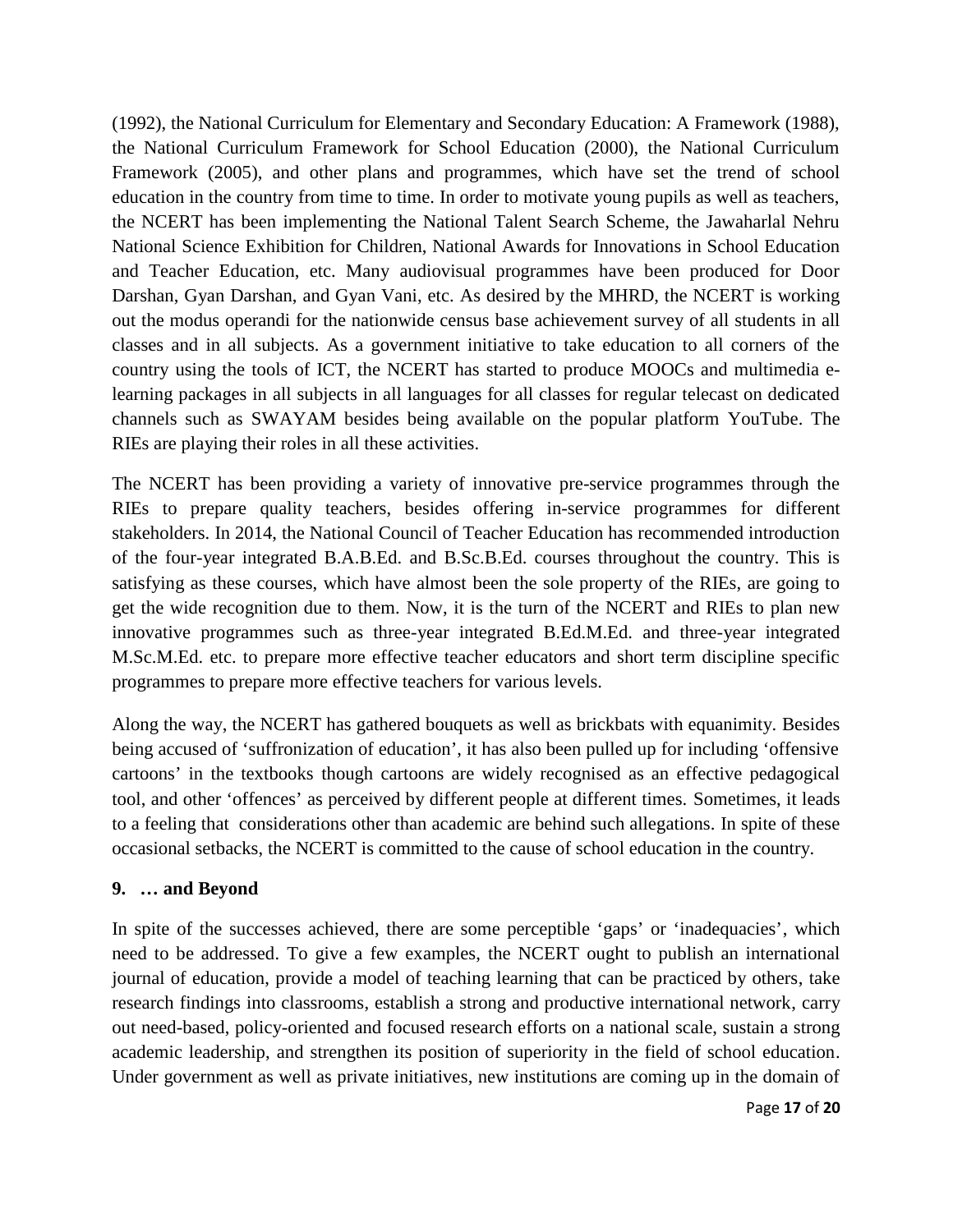(1992), the National Curriculum for Elementary and Secondary Education: A Framework (1988), the National Curriculum Framework for School Education (2000), the National Curriculum Framework (2005), and other plans and programmes, which have set the trend of school education in the country from time to time. In order to motivate young pupils as well as teachers, the NCERT has been implementing the National Talent Search Scheme, the Jawaharlal Nehru National Science Exhibition for Children, National Awards for Innovations in School Education and Teacher Education, etc. Many audiovisual programmes have been produced for Door Darshan, Gyan Darshan, and Gyan Vani, etc. As desired by the MHRD, the NCERT is working out the modus operandi for the nationwide census base achievement survey of all students in all classes and in all subjects. As a government initiative to take education to all corners of the country using the tools of ICT, the NCERT has started to produce MOOCs and multimedia e-learning packages in all subjects in all languages for all classes for regular telecast on dedicated channels such as SWAYAM besides being available on the popular platform YouTube. The RIEs are playing their roles in all these activities.

The NCERT has been providing a variety of innovative pre-service programmes through the RIEs to prepare quality teachers, besides offering in-service programmes for different stakeholders. In 2014, the National Council of Teacher Education has recommended introduction of the four-year integrated B.A.B.Ed. and B.Sc.B.Ed. courses throughout the country. This is satisfying as these courses, which have almost been the sole property of the RIEs, are going to get the wide recognition due to them. Now, it is the turn of the NCERT and RIEs to plan new innovative programmes such as three-year integrated B.Ed.M.Ed. and three-year integrated M.Sc.M.Ed. etc. to prepare more effective teacher educators and short term discipline specific programmes to prepare more effective teachers for various levels.

Along the way, the NCERT has gathered bouquets as well as brickbats with equanimity. Besides being accused of 'suffronization of education', it has also been pulled up for including 'offensive cartoons' in the textbooks though cartoons are widely recognised as an effective pedagogical tool, and other 'offences' as perceived by different people at different times. Sometimes, it leads to a feeling that considerations other than academic are behind such allegations. In spite of these occasional setbacks, the NCERT is committed to the cause of school education in the country.

## 9. … and Beyond

In spite of the successes achieved, there are some perceptible 'gaps' or 'inadequacies', which need to be addressed. To give a few examples, the NCERT ought to publish an international journal of education, provide a model of teaching learning that can be practiced by others, take research findings into classrooms, establish a strong and productive international network, carry out need-based, policy-oriented and focused research efforts on a national scale, sustain a strong academic leadership, and strengthen its position of superiority in the field of school education. Under government as well as private initiatives, new institutions are coming up in the domain of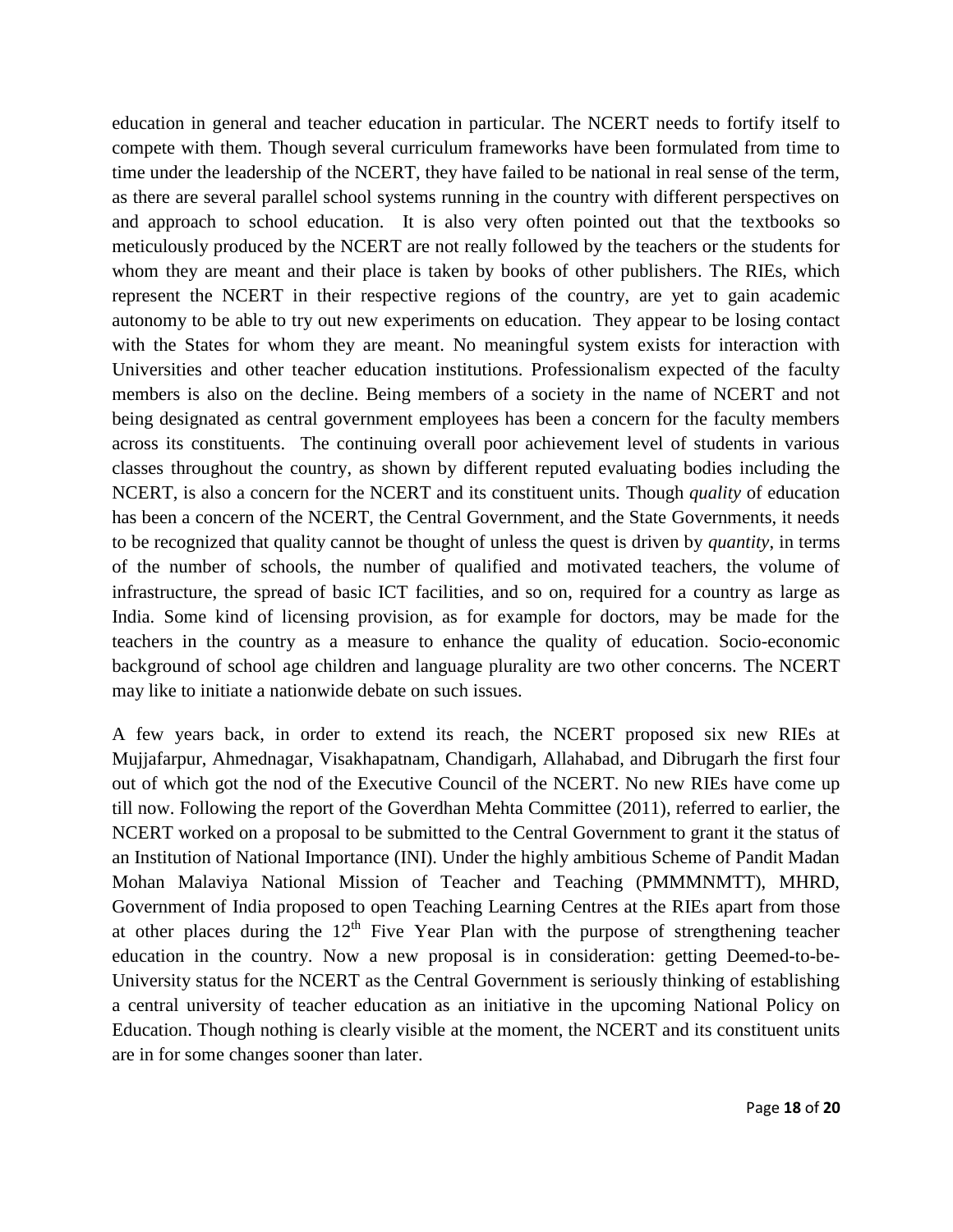education in general and teacher education in particular. The NCERT needs to fortify itself to compete with them. Though several curriculum frameworks have been formulated from time to time under the leadership of the NCERT, they have failed to be national in real sense of the term, as there are several parallel school systems running in the country with different perspectives on and approach to school education. It is also very often pointed out that the textbooks so meticulously produced by the NCERT are not really followed by the teachers or the students for whom they are meant and their place is taken by books of other publishers. The RIEs, which represent the NCERT in their respective regions of the country, are yet to gain academic autonomy to be able to try out new experiments on education. They appear to be losing contact with the States for whom they are meant. No meaningful system exists for interaction with Universities and other teacher education institutions. Professionalism expected of the faculty members is also on the decline. Being members of a society in the name of NCERT and not being designated as central government employees has been a concern for the faculty members across its constituents. The continuing overall poor achievement level of students in various classes throughout the country, as shown by different reputed evaluating bodies including the NCERT, is also a concern for the NCERT and its constituent units. Though *quality* of education has been a concern of the NCERT, the Central Government, and the State Governments, it needs to be recognized that quality cannot be thought of unless the quest is driven by *quantity*, in terms of the number of schools, the number of qualified and motivated teachers, the volume of infrastructure, the spread of basic ICT facilities, and so on, required for a country as large as India. Some kind of licensing provision, as for example for doctors, may be made for the teachers in the country as a measure to enhance the quality of education. Socio-economic background of school age children and language plurality are two other concerns. The NCERT may like to initiate a nationwide debate on such issues.

A few years back, in order to extend its reach, the NCERT proposed six new RIEs at Mujjafarpur, Ahmednagar, Visakhapatnam, Chandigarh, Allahabad, and Dibrugarh the first four out of which got the nod of the Executive Council of the NCERT. No new RIEs have come up till now. Following the report of the Goverdhan Mehta Committee (2011), referred to earlier, the NCERT worked on a proposal to be submitted to the Central Government to grant it the status of an Institution of National Importance (INI). Under the highly ambitious Scheme of Pandit Madan Mohan Malaviya National Mission of Teacher and Teaching (PMMMNMTT), MHRD, Government of India proposed to open Teaching Learning Centres at the RIEs apart from those at other places during the 12th Five Year Plan with the purpose of strengthening teacher education in the country. Now a new proposal is in consideration: getting Deemed-to-be-University status for the NCERT as the Central Government is seriously thinking of establishing a central university of teacher education as an initiative in the upcoming National Policy on Education. Though nothing is clearly visible at the moment, the NCERT and its constituent units are in for some changes sooner than later.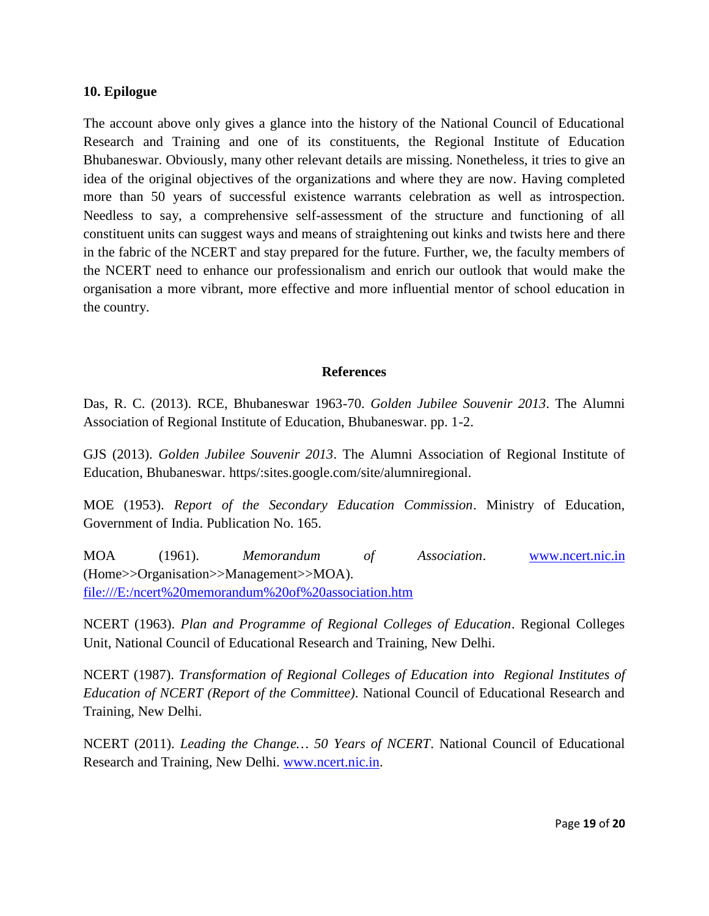## 10. Epilogue

The account above only gives a glance into the history of the National Council of Educational Research and Training and one of its constituents, the Regional Institute of Education Bhubaneswar. Obviously, many other relevant details are missing. Nonetheless, it tries to give an idea of the original objectives of the organizations and where they are now. Having completed more than 50 years of successful existence warrants celebration as well as introspection. Needless to say, a comprehensive self-assessment of the structure and functioning of all constituent units can suggest ways and means of straightening out kinks and twists here and there in the fabric of the NCERT and stay prepared for the future. Further, we, the faculty members of the NCERT need to enhance our professionalism and enrich our outlook that would make the organisation a more vibrant, more effective and more influential mentor of school education in the country.

## References

Das, R. C. (2013). RCE, Bhubaneswar 1963-70. *Golden Jubilee Souvenir 2013*. The Alumni Association of Regional Institute of Education, Bhubaneswar. pp. 1-2.

GJS (2013). *Golden Jubilee Souvenir 2013*. The Alumni Association of Regional Institute of Education, Bhubaneswar. https/:sites.google.com/site/alumniregional.

MOE (1953). *Report of the Secondary Education Commission*. Ministry of Education, Government of India. Publication No. 165.

MOA (1961). *Memorandum of Association*. www.ncert.nic.in (Home>>Organisation>>Management>>MOA). file:///E:/ncert%20memorandum%20of%20association.htm

NCERT (1963). *Plan and Programme of Regional Colleges of Education*. Regional Colleges Unit, National Council of Educational Research and Training, New Delhi.

NCERT (1987). *Transformation of Regional Colleges of Education into Regional Institutes of Education of NCERT (Report of the Committee)*. National Council of Educational Research and Training, New Delhi.

NCERT (2011). *Leading the Change… 50 Years of NCERT*. National Council of Educational Research and Training, New Delhi. www.ncert.nic.in.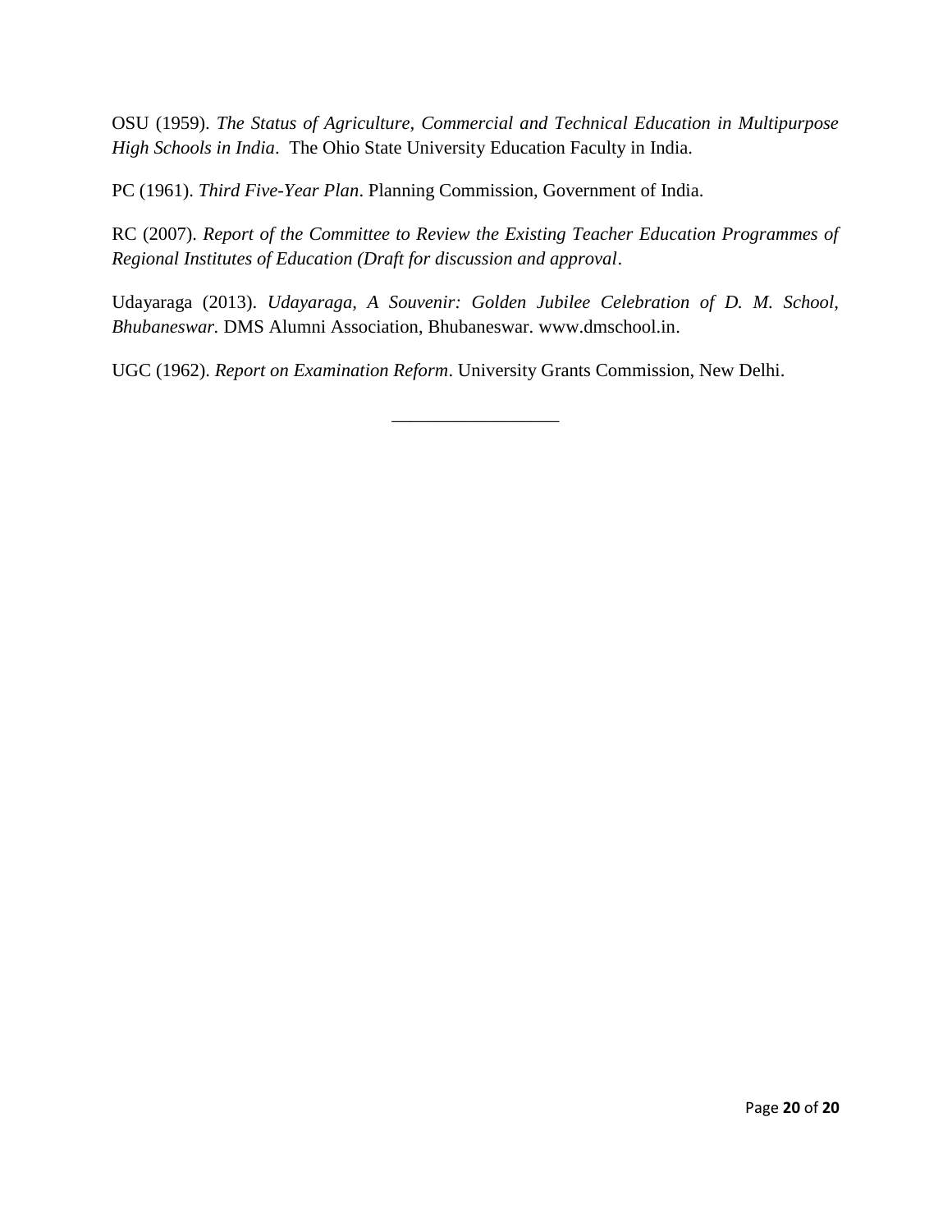OSU (1959). *The Status of Agriculture, Commercial and Technical Education in Multipurpose High Schools in India*. The Ohio State University Education Faculty in India.

PC (1961). *Third Five-Year Plan*. Planning Commission, Government of India.

RC (2007). *Report of the Committee to Review the Existing Teacher Education Programmes of Regional Institutes of Education (Draft for discussion and approval*.

Udayaraga (2013). *Udayaraga, A Souvenir: Golden Jubilee Celebration of D. M. School, Bhubaneswar.* DMS Alumni Association, Bhubaneswar. www.dmschool.in.

UGC (1962). *Report on Examination Reform*. University Grants Commission, New Delhi.

---